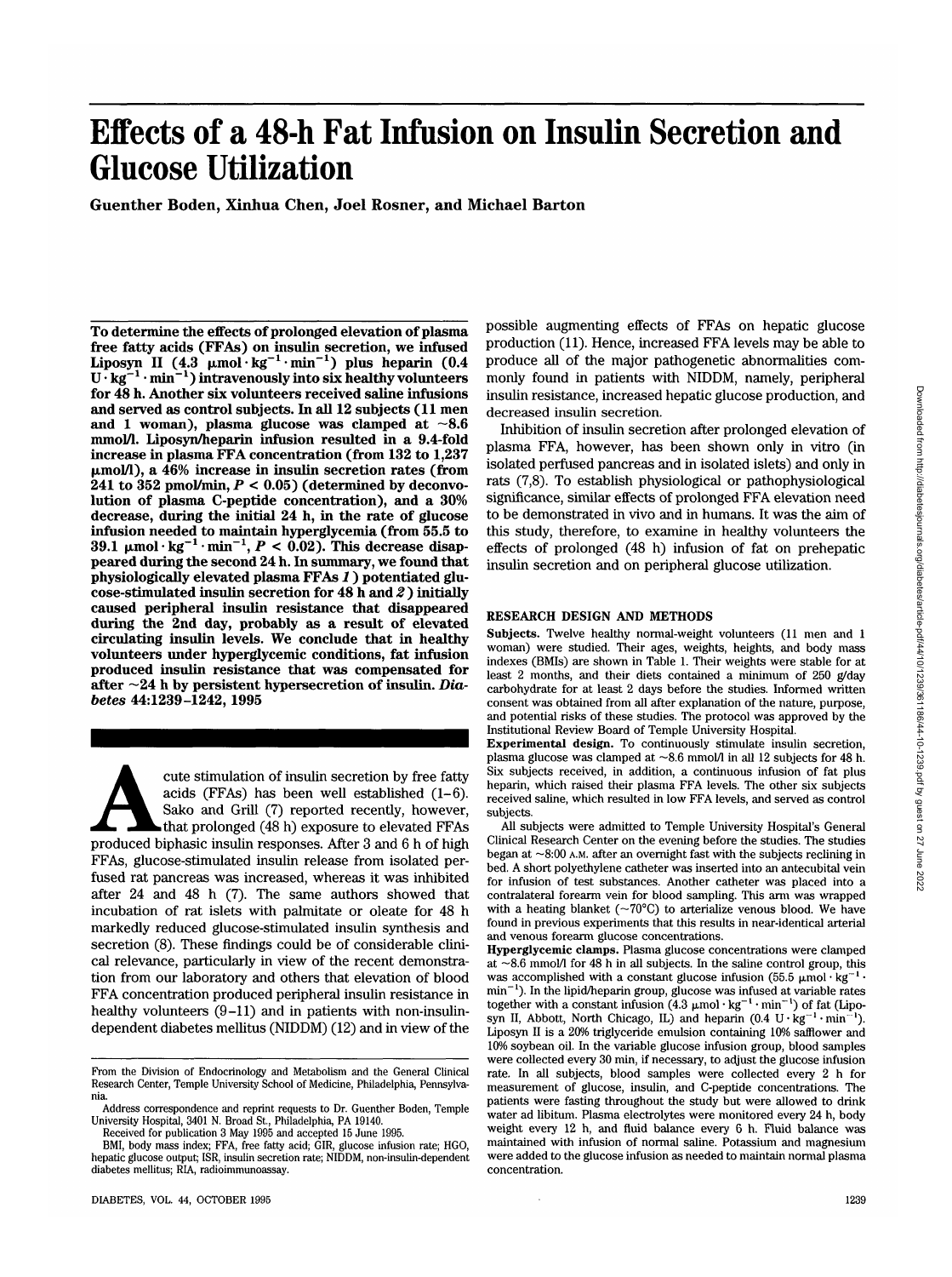# Effects of a 48-h Fat Infusion on Insulin Secretion and Glucose Utilization

Guenther Boden, Xinhua Chen, Joel Rosner, and Michael Barton

**To determine the effects of prolonged elevation of plasma free fatty acids (FFAs) on insulin secretion, we infused Liposyn II (4.3 $\mu mol \cdot kg^{-1} \cdot min^{-1}$) plus heparin (0.4 $U \cdot kg^{-1} \cdot min^{-1}$) intravenously into six healthy volunteers for 48 h. Another six volunteers received saline infusions and served as control subjects. In all 12 subjects (11 men and 1 woman), plasma glucose was clamped at ~8.6 mmol/l. Liposyn/heparin infusion resulted in a 9.4-fold increase in plasma FFA concentration (from 132 to 1,237 μmol/l), a 46% increase in insulin secretion rates (from 241 to 352 pmol/min, $P < 0.05$) (determined by deconvolution of plasma C-peptide concentration), and a 30% decrease, during the initial 24 h, in the rate of glucose infusion needed to maintain hyperglycemia (from 55.5 to 39.1 $\mu mol \cdot kg^{-1} \cdot min^{-1}$, $P < 0.02$). This decrease disappeared during the second 24 h. In summary, we found that physiologically elevated plasma FFAs *1*) potentiated glucose-stimulated insulin secretion for 48 h and *2*) initially caused peripheral insulin resistance that disappeared during the 2nd day, probably as a result of elevated circulating insulin levels. We conclude that in healthy volunteers under hyperglycemic conditions, fat infusion produced insulin resistance that was compensated for after ~24 h by persistent hypersecretion of insulin. *Diabetes* 44:1239–1242, 1995**

Acute stimulation of insulin secretion by free fatty acids (FFAs) has been well established (1–6). Sako and Grill (7) reported recently, however, that prolonged (48 h) exposure to elevated FFAs produced biphasic insulin responses. After 3 and 6 h of high FFAs, glucose-stimulated insulin release from isolated perfused rat pancreas was increased, whereas it was inhibited after 24 and 48 h (7). The same authors showed that incubation of rat islets with palmitate or oleate for 48 h markedly reduced glucose-stimulated insulin synthesis and secretion (8). These findings could be of considerable clinical relevance, particularly in view of the recent demonstration from our laboratory and others that elevation of blood FFA concentration produced peripheral insulin resistance in healthy volunteers (9–11) and in patients with non-insulin-dependent diabetes mellitus (NIDDM) (12) and in view of the possible augmenting effects of FFAs on hepatic glucose production (11). Hence, increased FFA levels may be able to produce all of the major pathogenetic abnormalities commonly found in patients with NIDDM, namely, peripheral insulin resistance, increased hepatic glucose production, and decreased insulin secretion.

Inhibition of insulin secretion after prolonged elevation of plasma FFA, however, has been shown only in vitro (in isolated perfused pancreas and in isolated islets) and only in rats (7,8). To establish physiological or pathophysiological significance, similar effects of prolonged FFA elevation need to be demonstrated in vivo and in humans. It was the aim of this study, therefore, to examine in healthy volunteers the effects of prolonged (48 h) infusion of fat on prehepatic insulin secretion and on peripheral glucose utilization.

## RESEARCH DESIGN AND METHODS

**Subjects.** Twelve healthy normal-weight volunteers (11 men and 1 woman) were studied. Their ages, weights, heights, and body mass indexes (BMIs) are shown in Table 1. Their weights were stable for at least 2 months, and their diets contained a minimum of 250 g/day carbohydrate for at least 2 days before the studies. Informed written consent was obtained from all after explanation of the nature, purpose, and potential risks of these studies. The protocol was approved by the Institutional Review Board of Temple University Hospital.

**Experimental design.** To continuously stimulate insulin secretion, plasma glucose was clamped at ~8.6 mmol/l in all 12 subjects for 48 h. Six subjects received, in addition, a continuous infusion of fat plus heparin, which raised their plasma FFA levels. The other six subjects received saline, which resulted in low FFA levels, and served as control subjects.

All subjects were admitted to Temple University Hospital's General Clinical Research Center on the evening before the studies. The studies began at ~8:00 A.M. after an overnight fast with the subjects reclining in bed. A short polyethylene catheter was inserted into an antecubital vein for infusion of test substances. Another catheter was placed into a contralateral forearm vein for blood sampling. This arm was wrapped with a heating blanket (~70°C) to arterialize venous blood. We have found in previous experiments that this results in near-identical arterial and venous forearm glucose concentrations.

**Hyperglycemic clamps.** Plasma glucose concentrations were clamped at ~8.6 mmol/l for 48 h in all subjects. In the saline control group, this was accomplished with a constant glucose infusion (55.5 $\mu mol \cdot kg^{-1} \cdot min^{-1}$). In the lipid/heparin group, glucose was infused at variable rates together with a constant infusion (4.3 $\mu mol \cdot kg^{-1} \cdot min^{-1}$) of fat (Liposyn II, Abbott, North Chicago, IL) and heparin (0.4 $U \cdot kg^{-1} \cdot min^{-1}$). Liposyn II is a 20% triglyceride emulsion containing 10% safflower and 10% soybean oil. In the variable glucose infusion group, blood samples were collected every 30 min, if necessary, to adjust the glucose infusion rate. In all subjects, blood samples were collected every 2 h for measurement of glucose, insulin, and C-peptide concentrations. The patients were fasting throughout the study but were allowed to drink water ad libitum. Plasma electrolytes were monitored every 24 h, body weight every 12 h, and fluid balance every 6 h. Fluid balance was maintained with infusion of normal saline. Potassium and magnesium were added to the glucose infusion as needed to maintain normal plasma concentration.

From the Division of Endocrinology and Metabolism and the General Clinical Research Center, Temple University School of Medicine, Philadelphia, Pennsylvania.

Address correspondence and reprint requests to Dr. Guenther Boden, Temple University Hospital, 3401 N. Broad St., Philadelphia, PA 19140.

Received for publication 3 May 1995 and accepted 15 June 1995.

BMI, body mass index; FFA, free fatty acid; GIR, glucose infusion rate; HGO, hepatic glucose output; ISR, insulin secretion rate; NIDDM, non-insulin-dependent diabetes mellitus; RIA, radioimmunoassay.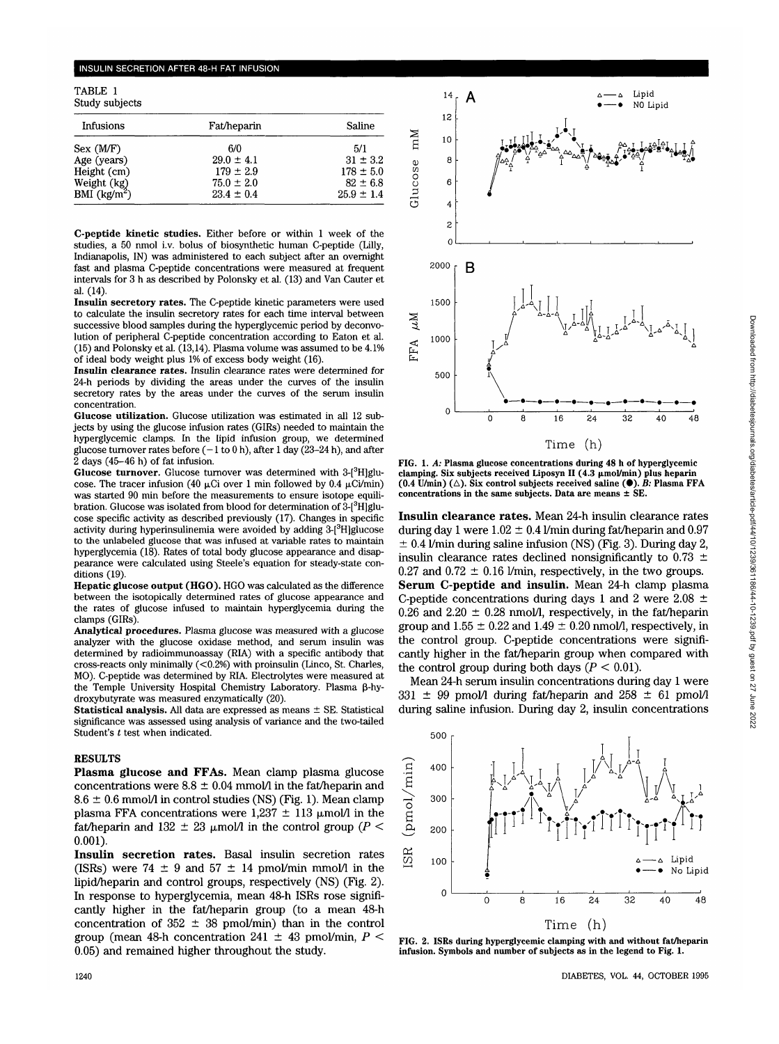TABLE 1
Study subjects

| Infusions | Fat/heparin | Saline |
|---|---|---|
| Sex (M/F) | 6/0 | 5/1 |
| Age (years) | 29.0 ± 4.1 | 31 ± 3.2 |
| Height (cm) | 179 ± 2.9 | 178 ± 5.0 |
| Weight (kg) | 75.0 ± 2.0 | 82 ± 6.8 |
| BMI (kg/m²) | 23.4 ± 0.4 | 25.9 ± 1.4 |

**C-peptide kinetic studies.** Either before or within 1 week of the studies, a 50 nmol i.v. bolus of biosynthetic human C-peptide (Lilly, Indianapolis, IN) was administered to each subject after an overnight fast and plasma C-peptide concentrations were measured at frequent intervals for 3 h as described by Polonsky et al. (13) and Van Cauter et al. (14).

**Insulin secretory rates.** The C-peptide kinetic parameters were used to calculate the insulin secretory rates for each time interval between successive blood samples during the hyperglycemic period by deconvolution of peripheral C-peptide concentration according to Eaton et al. (15) and Polonsky et al. (13,14). Plasma volume was assumed to be 4.1% of ideal body weight plus 1% of excess body weight (16).

**Insulin clearance rates.** Insulin clearance rates were determined for 24-h periods by dividing the areas under the curves of the insulin secretory rates by the areas under the curves of the serum insulin concentration.

**Glucose utilization.** Glucose utilization was estimated in all 12 subjects by using the glucose infusion rates (GIRs) needed to maintain the hyperglycemic clamps. In the lipid infusion group, we determined glucose turnover rates before (−1 to 0 h), after 1 day (23–24 h), and after 2 days (45–46 h) of fat infusion.

**Glucose turnover.** Glucose turnover was determined with 3-[³H]glucose. The tracer infusion (40 μCi over 1 min followed by 0.4 μCi/min) was started 90 min before the measurements to ensure isotope equilibration. Glucose was isolated from blood for determination of 3-[³H]glucose specific activity as described previously (17). Changes in specific activity during hyperinsulinemia were avoided by adding 3-[³H]glucose to the unlabeled glucose that was infused at variable rates to maintain hyperglycemia (18). Rates of total body glucose appearance and disappearance were calculated using Steele's equation for steady-state conditions (19).

**Hepatic glucose output (HGO).** HGO was calculated as the difference between the isotopically determined rates of glucose appearance and the rates of glucose infused to maintain hyperglycemia during the clamps (GIRs).

**Analytical procedures.** Plasma glucose was measured with a glucose analyzer with the glucose oxidase method, and serum insulin was determined by radioimmunoassay (RIA) with a specific antibody that cross-reacts only minimally (<0.2%) with proinsulin (Linco, St. Charles, MO). C-peptide was determined by RIA. Electrolytes were measured at the Temple University Hospital Chemistry Laboratory. Plasma β-hydroxybutyrate was measured enzymatically (20).

**Statistical analysis.** All data are expressed as means ± SE. Statistical significance was assessed using analysis of variance and the two-tailed Student's *t* test when indicated.

## RESULTS

**Plasma glucose and FFAs.** Mean clamp plasma glucose concentrations were 8.8 ± 0.04 mmol/l in the fat/heparin and 8.6 ± 0.6 mmol/l in control studies (NS) (Fig. 1). Mean clamp plasma FFA concentrations were 1,237 ± 113 μmol/l in the fat/heparin and 132 ± 23 μmol/l in the control group ($P < 0.001$).

**Insulin secretion rates.** Basal insulin secretion rates (ISRs) were 74 ± 9 and 57 ± 14 pmol/min mmol/l in the lipid/heparin and control groups, respectively (NS) (Fig. 2). In response to hyperglycemia, mean 48-h ISRs rose significantly higher in the fat/heparin group (to a mean 48-h concentration of 352 ± 38 pmol/min) than in the control group (mean 48-h concentration 241 ± 43 pmol/min, $P < 0.05$) and remained higher throughout the study.

A
Lipid
NO Lipid
Glucose mM
14
12
10
8
6
4
2
0

B
FFA μM
2000
1500
1000
500
0
0 8 16 24 32 40 48
Time (h)

FIG. 1. *A:* Plasma glucose concentrations during 48 h of hyperglycemic clamping. Six subjects received Liposyn II (4.3 μmol/min) plus heparin (0.4 U/min) (△). Six control subjects received saline (●). *B:* Plasma FFA concentrations in the same subjects. Data are means ± SE.

**Insulin clearance rates.** Mean 24-h insulin clearance rates during day 1 were 1.02 ± 0.4 l/min during fat/heparin and 0.97 ± 0.4 l/min during saline infusion (NS) (Fig. 3). During day 2, insulin clearance rates declined nonsignificantly to 0.73 ± 0.27 and 0.72 ± 0.16 l/min, respectively, in the two groups.

**Serum C-peptide and insulin.** Mean 24-h clamp plasma C-peptide concentrations during days 1 and 2 were 2.08 ± 0.26 and 2.20 ± 0.28 nmol/l, respectively, in the fat/heparin group and 1.55 ± 0.22 and 1.49 ± 0.20 nmol/l, respectively, in the control group. C-peptide concentrations were significantly higher in the fat/heparin group when compared with the control group during both days ($P < 0.01$).

Mean 24-h serum insulin concentrations during day 1 were 331 ± 99 pmol/l during fat/heparin and 258 ± 61 pmol/l during saline infusion. During day 2, insulin concentrations

ISR (pmol/min)
500
400
300
200
100
0
Lipid
No Lipid
0 8 16 24 32 40 48
Time (h)

FIG. 2. ISRs during hyperglycemic clamping with and without fat/heparin infusion. Symbols and number of subjects as in the legend to Fig. 1.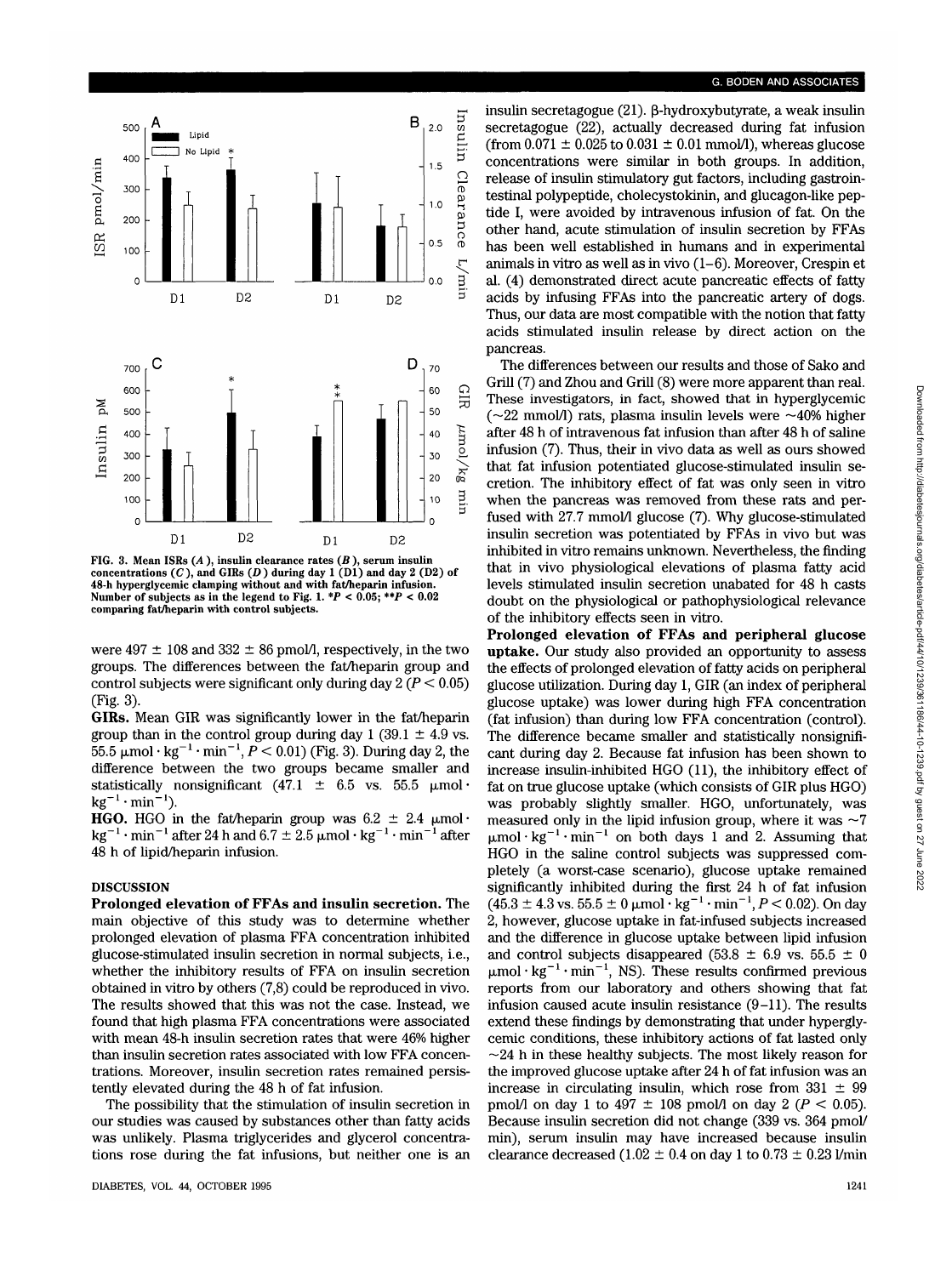A
Lipid
No Lipid
ISR pmol/min
500
400
300
200
100
0
D1 D2

B
Insulin Clearance L/min
2.0
1.5
1.0
0.5
0.0
D1 D2

C
Insulin pM
700
600
500
400
300
200
100
0
D1 D2

D
GIR µmol/kg min
70
60
50
40
30
20
10
0
D1 D2

**FIG. 3. Mean ISRs (*A*), insulin clearance rates (*B*), serum insulin concentrations (*C*), and GIRs (*D*) during day 1 (D1) and day 2 (D2) of 48-h hyperglycemic clamping without and with fat/heparin infusion. Number of subjects as in the legend to Fig. 1. *$P < 0.05$; **$P < 0.02$ comparing fat/heparin with control subjects.**

were 497 ± 108 and 332 ± 86 pmol/l, respectively, in the two groups. The differences between the fat/heparin group and control subjects were significant only during day 2 ($P < 0.05$) (Fig. 3).

**GIRs.** Mean GIR was significantly lower in the fat/heparin group than in the control group during day 1 (39.1 ± 4.9 vs. 55.5 $\mu mol \cdot kg^{-1} \cdot min^{-1}$, $P < 0.01$) (Fig. 3). During day 2, the difference between the two groups became smaller and statistically nonsignificant (47.1 ± 6.5 vs. 55.5 $\mu mol \cdot kg^{-1} \cdot min^{-1}$).

**HGO.** HGO in the fat/heparin group was 6.2 ± 2.4 $\mu mol \cdot kg^{-1} \cdot min^{-1}$ after 24 h and 6.7 ± 2.5 $\mu mol \cdot kg^{-1} \cdot min^{-1}$ after 48 h of lipid/heparin infusion.

## DISCUSSION

**Prolonged elevation of FFAs and insulin secretion.** The main objective of this study was to determine whether prolonged elevation of plasma FFA concentration inhibited glucose-stimulated insulin secretion in normal subjects, i.e., whether the inhibitory results of FFA on insulin secretion obtained in vitro by others (7,8) could be reproduced in vivo. The results showed that this was not the case. Instead, we found that high plasma FFA concentrations were associated with mean 48-h insulin secretion rates that were 46% higher than insulin secretion rates associated with low FFA concentrations. Moreover, insulin secretion rates remained persistently elevated during the 48 h of fat infusion.

The possibility that the stimulation of insulin secretion in our studies was caused by substances other than fatty acids was unlikely. Plasma triglycerides and glycerol concentrations rose during the fat infusions, but neither one is an insulin secretagogue (21). β-hydroxybutyrate, a weak insulin secretagogue (22), actually decreased during fat infusion (from 0.071 ± 0.025 to 0.031 ± 0.01 mmol/l), whereas glucose concentrations were similar in both groups. In addition, release of insulin stimulatory gut factors, including gastrointestinal polypeptide, cholecystokinin, and glucagon-like peptide I, were avoided by intravenous infusion of fat. On the other hand, acute stimulation of insulin secretion by FFAs has been well established in humans and in experimental animals in vitro as well as in vivo (1–6). Moreover, Crespin et al. (4) demonstrated direct acute pancreatic effects of fatty acids by infusing FFAs into the pancreatic artery of dogs. Thus, our data are most compatible with the notion that fatty acids stimulated insulin release by direct action on the pancreas.

The differences between our results and those of Sako and Grill (7) and Zhou and Grill (8) were more apparent than real. These investigators, in fact, showed that in hyperglycemic (~22 mmol/l) rats, plasma insulin levels were ~40% higher after 48 h of intravenous fat infusion than after 48 h of saline infusion (7). Thus, their in vivo data as well as ours showed that fat infusion potentiated glucose-stimulated insulin secretion. The inhibitory effect of fat was only seen in vitro when the pancreas was removed from these rats and perfused with 27.7 mmol/l glucose (7). Why glucose-stimulated insulin secretion was potentiated by FFAs in vivo but was inhibited in vitro remains unknown. Nevertheless, the finding that in vivo physiological elevations of plasma fatty acid levels stimulated insulin secretion unabated for 48 h casts doubt on the physiological or pathophysiological relevance of the inhibitory effects seen in vitro.

**Prolonged elevation of FFAs and peripheral glucose uptake.** Our study also provided an opportunity to assess the effects of prolonged elevation of fatty acids on peripheral glucose utilization. During day 1, GIR (an index of peripheral glucose uptake) was lower during high FFA concentration (fat infusion) than during low FFA concentration (control). The difference became smaller and statistically nonsignificant during day 2. Because fat infusion has been shown to increase insulin-inhibited HGO (11), the inhibitory effect of fat on true glucose uptake (which consists of GIR plus HGO) was probably slightly smaller. HGO, unfortunately, was measured only in the lipid infusion group, where it was ~7 $\mu mol \cdot kg^{-1} \cdot min^{-1}$ on both days 1 and 2. Assuming that HGO in the saline control subjects was suppressed completely (a worst-case scenario), glucose uptake remained significantly inhibited during the first 24 h of fat infusion (45.3 ± 4.3 vs. 55.5 ± 0 $\mu mol \cdot kg^{-1} \cdot min^{-1}$, $P < 0.02$). On day 2, however, glucose uptake in fat-infused subjects increased and the difference in glucose uptake between lipid infusion and control subjects disappeared (53.8 ± 6.9 vs. 55.5 ± 0 $\mu mol \cdot kg^{-1} \cdot min^{-1}$, NS). These results confirmed previous reports from our laboratory and others showing that fat infusion caused acute insulin resistance (9–11). The results extend these findings by demonstrating that under hyperglycemic conditions, these inhibitory actions of fat lasted only ~24 h in these healthy subjects. The most likely reason for the improved glucose uptake after 24 h of fat infusion was an increase in circulating insulin, which rose from 331 ± 99 pmol/l on day 1 to 497 ± 108 pmol/l on day 2 ($P < 0.05$). Because insulin secretion did not change (339 vs. 364 pmol/min), serum insulin may have increased because insulin clearance decreased (1.02 ± 0.4 on day 1 to 0.73 ± 0.23 l/min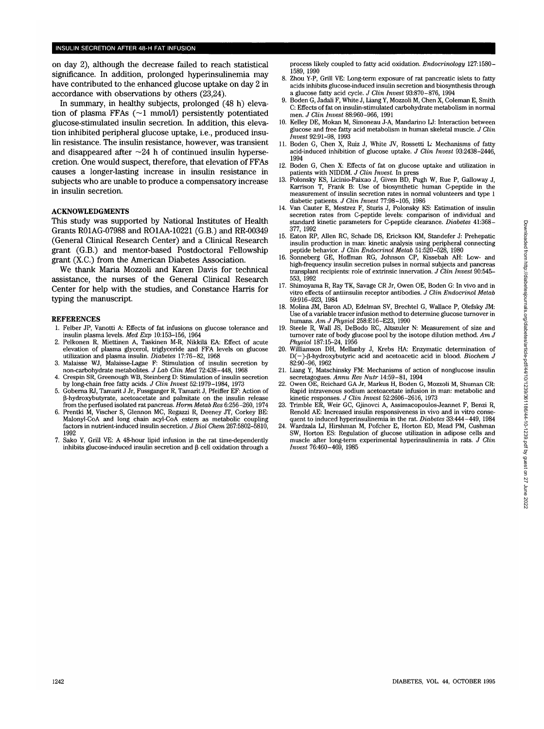on day 2), although the decrease failed to reach statistical significance. In addition, prolonged hyperinsulinemia may have contributed to the enhanced glucose uptake on day 2 in accordance with observations by others (23,24).

In summary, in healthy subjects, prolonged (48 h) elevation of plasma FFAs (~1 mmol/l) persistently potentiated glucose-stimulated insulin secretion. In addition, this elevation inhibited peripheral glucose uptake, i.e., produced insulin resistance. The insulin resistance, however, was transient and disappeared after ~24 h of continued insulin hypersecretion. One would suspect, therefore, that elevation of FFAs causes a longer-lasting increase in insulin resistance in subjects who are unable to produce a compensatory increase in insulin secretion.

## ACKNOWLEDGMENTS

This study was supported by National Institutes of Health Grants R01AG-07988 and RO1AA-10221 (G.B.) and RR-00349 (General Clinical Research Center) and a Clinical Research grant (G.B.) and mentor-based Postdoctoral Fellowship grant (X.C.) from the American Diabetes Association.

We thank Maria Mozzoli and Karen Davis for technical assistance, the nurses of the General Clinical Research Center for help with the studies, and Constance Harris for typing the manuscript.

## REFERENCES

1. Felber JP, Vanotti A: Effects of fat infusions on glucose tolerance and insulin plasma levels. *Med Exp* 10:153–156, 1964
2. Pelkonen R, Miettinen A, Taskinen M-R, Nikkilä EA: Effect of acute elevation of plasma glycerol, triglyceride and FFA levels on glucose utilization and plasma insulin. *Diabetes* 17:76–82, 1968
3. Malaisse WJ, Malaisse-Lagae F: Stimulation of insulin secretion by non-carbohydrate metabolites. *J Lab Clin Med* 72:438–448, 1968
4. Crespin SR, Greenough WB, Steinberg D: Stimulation of insulin secretion by long-chain free fatty acids. *J Clin Invest* 52:1979–1984, 1973
5. Goberna RJ, Tamarit J Jr, Fussganger R, Tamarit J, Pfeiffer EF: Action of β-hydroxybutyrate, acetoacetate and palmitate on the insulin release from the perfused isolated rat pancreas. *Horm Metab Res* 6:256–260, 1974
6. Prentki M, Vischer S, Glennon MC, Regazzi R, Deeney JT, Corkey BE: Malonyl-CoA and long chain acyl-CoA esters as metabolic coupling factors in nutrient-induced insulin secretion. *J Biol Chem* 267:5802–5810, 1992
7. Sako Y, Grill VE: A 48-hour lipid infusion in the rat time-dependently inhibits glucose-induced insulin secretion and β cell oxidation through a process likely coupled to fatty acid oxidation. *Endocrinology* 127:1580–1589, 1990
8. Zhou Y-P, Grill VE: Long-term exposure of rat pancreatic islets to fatty acids inhibits glucose-induced insulin secretion and biosynthesis through a glucose fatty acid cycle. *J Clin Invest* 93:870–876, 1994
9. Boden G, Jadali F, White J, Liang Y, Mozzoli M, Chen X, Coleman E, Smith C: Effects of fat on insulin-stimulated carbohydrate metabolism in normal men. *J Clin Invest* 88:960–966, 1991
10. Kelley DE, Mokan M, Simoneau J-A, Mandarino LJ: Interaction between glucose and free fatty acid metabolism in human skeletal muscle. *J Clin Invest* 92:91–98, 1993
11. Boden G, Chen X, Ruiz J, White JV, Rossetti L: Mechanisms of fatty acid-induced inhibition of glucose uptake. *J Clin Invest* 93:2438–2446, 1994
12. Boden G, Chen X: Effects of fat on glucose uptake and utilization in patients with NIDDM. *J Clin Invest.* In press
13. Polonsky KS, Licinio-Paixao J, Given BD, Pugh W, Rue P, Galloway J, Karrison T, Frank B: Use of biosynthetic human C-peptide in the measurement of insulin secretion rates in normal volunteers and type 1 diabetic patients. *J Clin Invest* 77:98–105, 1986
14. Van Cauter E, Mestrez F, Sturis J, Polonsky KS: Estimation of insulin secretion rates from C-peptide levels: comparison of individual and standard kinetic parameters for C-peptide clearance. *Diabetes* 41:368–377, 1992
15. Eaton RP, Allen RC, Schade DS, Erickson KM, Standefer J: Prehepatic insulin production in man: kinetic analysis using peripheral connecting peptide behavior. *J Clin Endocrinol Metab* 51:520–528, 1980
16. Sonneberg GE, Hoffman RG, Johnson CP, Kissebah AH: Low- and high-frequency insulin secretion pulses in normal subjects and pancreas transplant recipients: role of extrinsic innervation. *J Clin Invest* 90:545–553, 1992
17. Shimoyama R, Ray TK, Savage CR Jr, Owen OE, Boden G: In vivo and in vitro effects of antiinsulin receptor antibodies. *J Clin Endocrinol Metab* 59:916–923, 1984
18. Molina JM, Baron AD, Edelman SV, Brechtel G, Wallace P, Olefsky JM: Use of a variable tracer infusion method to determine glucose turnover in humans. *Am J Physiol* 258:E16–E23, 1990
19. Steele R, Wall JS, DeBodo RC, Altszuler N: Measurement of size and turnover rate of body glucose pool by the isotope dilution method. *Am J Physiol* 187:15–24, 1956
20. Williamson DH, Mellanby J, Krebs HA: Enzymatic determination of D(−)-β-hydroxybutyric acid and acetoacetic acid in blood. *Biochem J* 82:90–96, 1962
21. Liang Y, Matschinsky FM: Mechanisms of action of nonglucose insulin secretagogues. *Annu Rev Nutr* 14:59–81, 1994
22. Owen OE, Reichard GA Jr, Markus H, Boden G, Mozzoli M, Shuman CR: Rapid intravenous sodium acetoacetate infusion in man: metabolic and kinetic responses. *J Clin Invest* 52:2606–2616, 1973
23. Trimble ER, Weir GC, Gjinovci A, Assimacopoulos-Jeannet F, Benzi R, Renold AE: Increased insulin responsiveness in vivo and in vitro consequent to induced hyperinsulinemia in the rat. *Diabetes* 33:444–449, 1984
24. Wardzala LJ, Hirshman M, Pofcher E, Horton ED, Mead PM, Cushman SW, Horton ES: Regulation of glucose utilization in adipose cells and muscle after long-term experimental hyperinsulinemia in rats. *J Clin Invest* 76:460–469, 1985